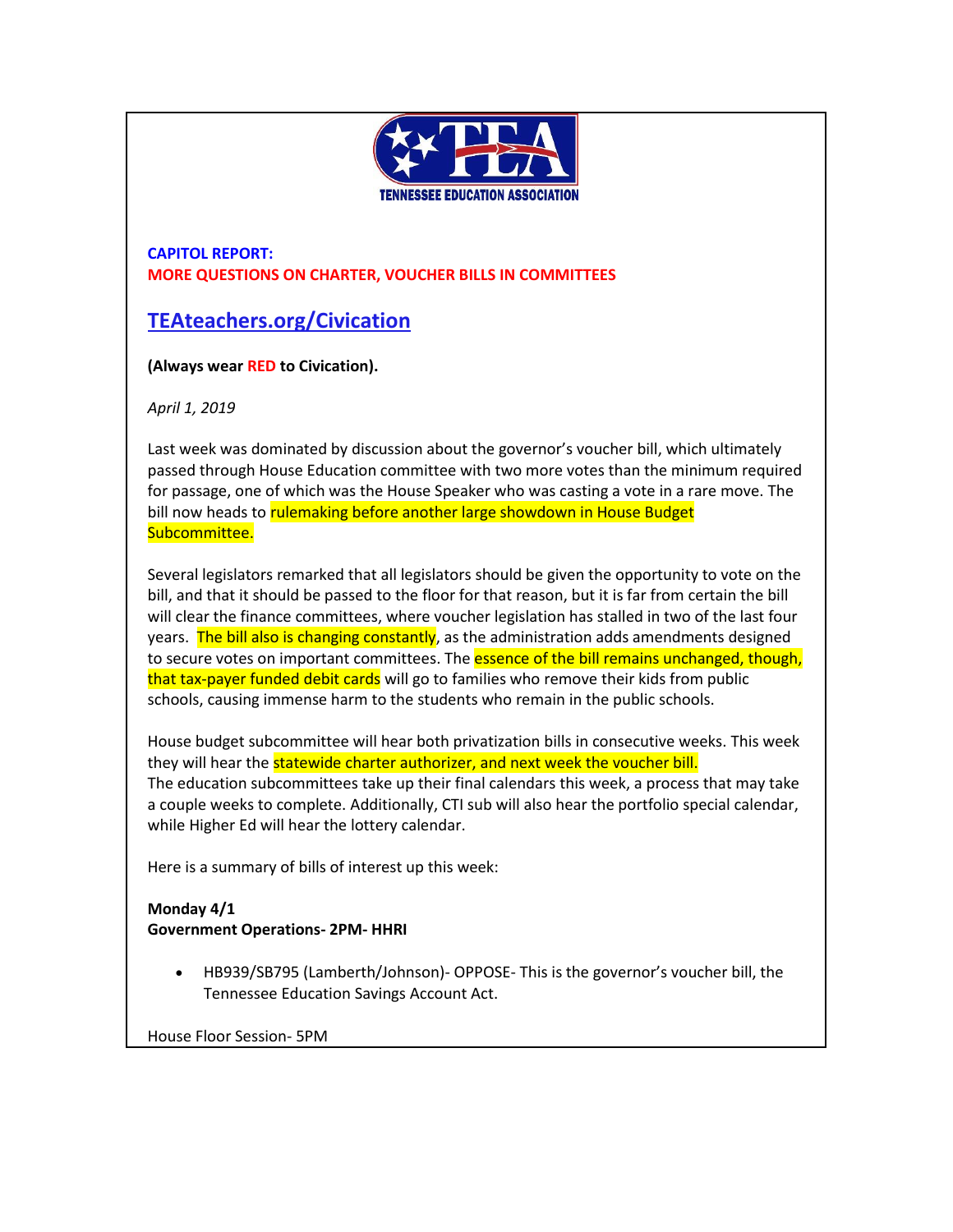**TENNESSEE EDUCATION ASSOCIATION**

**CAPITOL REPORT:**
**MORE QUESTIONS ON CHARTER, VOUCHER BILLS IN COMMITTEES**

## TEAteachers.org/Civication

**(Always wear RED to Civication).**

*April 1, 2019*

Last week was dominated by discussion about the governor's voucher bill, which ultimately passed through House Education committee with two more votes than the minimum required for passage, one of which was the House Speaker who was casting a vote in a rare move. The bill now heads to rulemaking before another large showdown in House Budget Subcommittee.

Several legislators remarked that all legislators should be given the opportunity to vote on the bill, and that it should be passed to the floor for that reason, but it is far from certain the bill will clear the finance committees, where voucher legislation has stalled in two of the last four years. The bill also is changing constantly, as the administration adds amendments designed to secure votes on important committees. The essence of the bill remains unchanged, though, that tax-payer funded debit cards will go to families who remove their kids from public schools, causing immense harm to the students who remain in the public schools.

House budget subcommittee will hear both privatization bills in consecutive weeks. This week they will hear the statewide charter authorizer, and next week the voucher bill.
The education subcommittees take up their final calendars this week, a process that may take a couple weeks to complete. Additionally, CTI sub will also hear the portfolio special calendar, while Higher Ed will hear the lottery calendar.

Here is a summary of bills of interest up this week:

**Monday 4/1**
**Government Operations- 2PM- HHRI**

- HB939/SB795 (Lamberth/Johnson)- OPPOSE- This is the governor's voucher bill, the Tennessee Education Savings Account Act.

House Floor Session- 5PM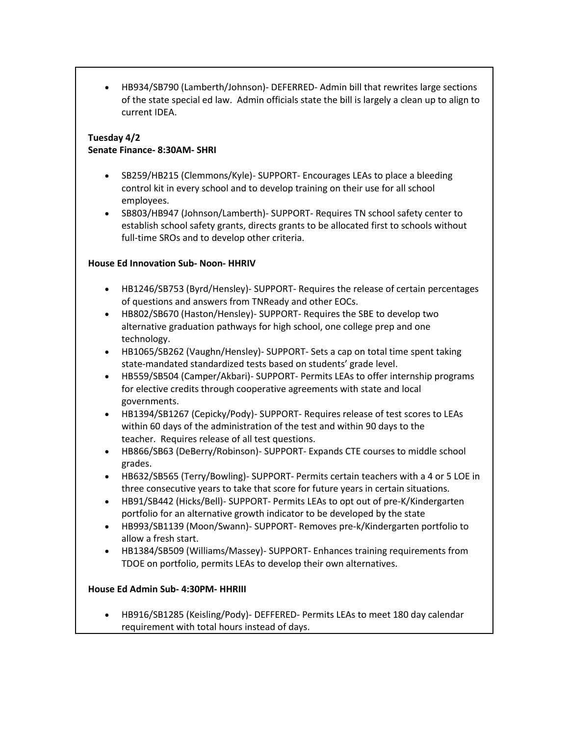- HB934/SB790 (Lamberth/Johnson)- DEFERRED- Admin bill that rewrites large sections of the state special ed law. Admin officials state the bill is largely a clean up to align to current IDEA.

**Tuesday 4/2**
**Senate Finance- 8:30AM- SHRI**

- SB259/HB215 (Clemmons/Kyle)- SUPPORT- Encourages LEAs to place a bleeding control kit in every school and to develop training on their use for all school employees.
- SB803/HB947 (Johnson/Lamberth)- SUPPORT- Requires TN school safety center to establish school safety grants, directs grants to be allocated first to schools without full-time SROs and to develop other criteria.

**House Ed Innovation Sub- Noon- HHRIV**

- HB1246/SB753 (Byrd/Hensley)- SUPPORT- Requires the release of certain percentages of questions and answers from TNReady and other EOCs.
- HB802/SB670 (Haston/Hensley)- SUPPORT- Requires the SBE to develop two alternative graduation pathways for high school, one college prep and one technology.
- HB1065/SB262 (Vaughn/Hensley)- SUPPORT- Sets a cap on total time spent taking state-mandated standardized tests based on students' grade level.
- HB559/SB504 (Camper/Akbari)- SUPPORT- Permits LEAs to offer internship programs for elective credits through cooperative agreements with state and local governments.
- HB1394/SB1267 (Cepicky/Pody)- SUPPORT- Requires release of test scores to LEAs within 60 days of the administration of the test and within 90 days to the teacher. Requires release of all test questions.
- HB866/SB63 (DeBerry/Robinson)- SUPPORT- Expands CTE courses to middle school grades.
- HB632/SB565 (Terry/Bowling)- SUPPORT- Permits certain teachers with a 4 or 5 LOE in three consecutive years to take that score for future years in certain situations.
- HB91/SB442 (Hicks/Bell)- SUPPORT- Permits LEAs to opt out of pre-K/Kindergarten portfolio for an alternative growth indicator to be developed by the state
- HB993/SB1139 (Moon/Swann)- SUPPORT- Removes pre-k/Kindergarten portfolio to allow a fresh start.
- HB1384/SB509 (Williams/Massey)- SUPPORT- Enhances training requirements from TDOE on portfolio, permits LEAs to develop their own alternatives.

**House Ed Admin Sub- 4:30PM- HHRIII**

- HB916/SB1285 (Keisling/Pody)- DEFFERED- Permits LEAs to meet 180 day calendar requirement with total hours instead of days.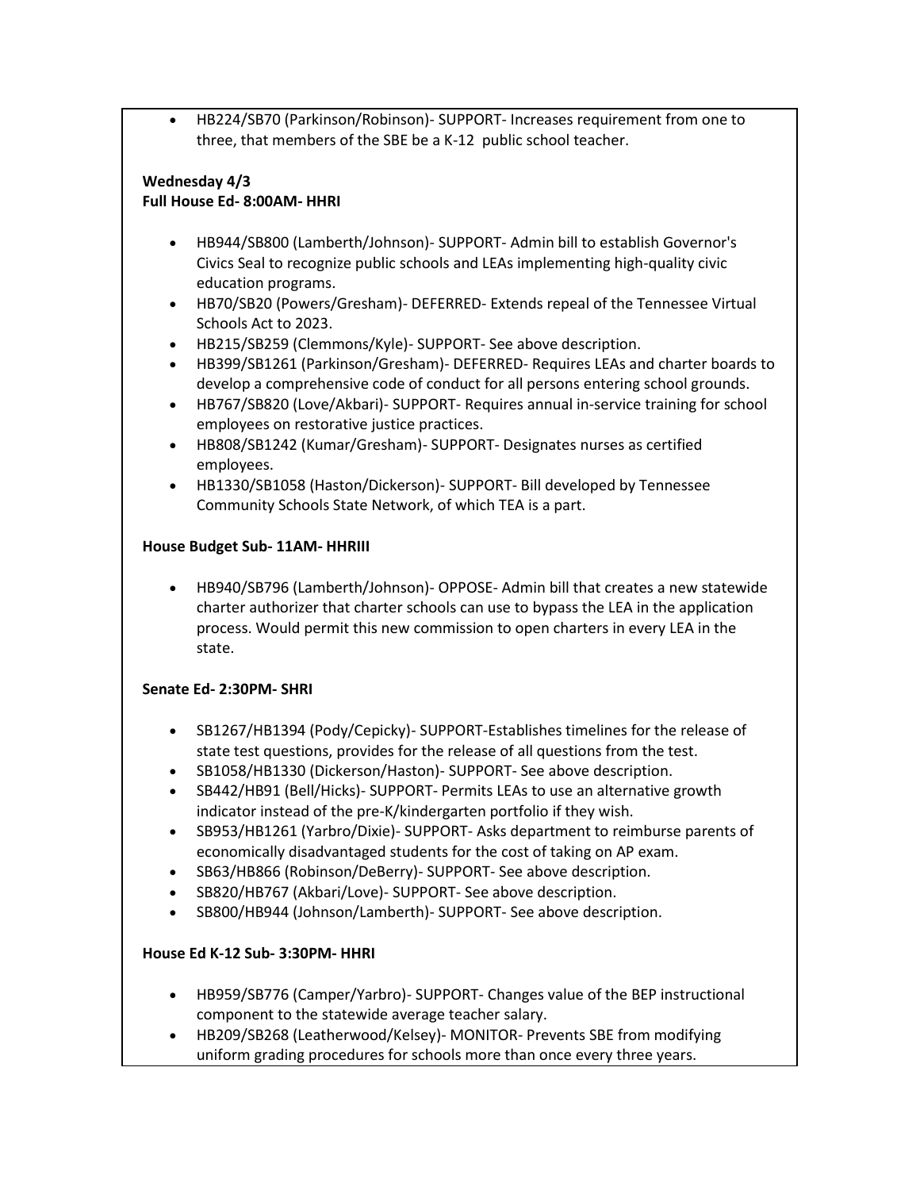- HB224/SB70 (Parkinson/Robinson)- SUPPORT- Increases requirement from one to three, that members of the SBE be a K-12 public school teacher.

**Wednesday 4/3**
**Full House Ed- 8:00AM- HHRI**

- HB944/SB800 (Lamberth/Johnson)- SUPPORT- Admin bill to establish Governor's Civics Seal to recognize public schools and LEAs implementing high-quality civic education programs.
- HB70/SB20 (Powers/Gresham)- DEFERRED- Extends repeal of the Tennessee Virtual Schools Act to 2023.
- HB215/SB259 (Clemmons/Kyle)- SUPPORT- See above description.
- HB399/SB1261 (Parkinson/Gresham)- DEFERRED- Requires LEAs and charter boards to develop a comprehensive code of conduct for all persons entering school grounds.
- HB767/SB820 (Love/Akbari)- SUPPORT- Requires annual in-service training for school employees on restorative justice practices.
- HB808/SB1242 (Kumar/Gresham)- SUPPORT- Designates nurses as certified employees.
- HB1330/SB1058 (Haston/Dickerson)- SUPPORT- Bill developed by Tennessee Community Schools State Network, of which TEA is a part.

**House Budget Sub- 11AM- HHRIII**

- HB940/SB796 (Lamberth/Johnson)- OPPOSE- Admin bill that creates a new statewide charter authorizer that charter schools can use to bypass the LEA in the application process. Would permit this new commission to open charters in every LEA in the state.

**Senate Ed- 2:30PM- SHRI**

- SB1267/HB1394 (Pody/Cepicky)- SUPPORT-Establishes timelines for the release of state test questions, provides for the release of all questions from the test.
- SB1058/HB1330 (Dickerson/Haston)- SUPPORT- See above description.
- SB442/HB91 (Bell/Hicks)- SUPPORT- Permits LEAs to use an alternative growth indicator instead of the pre-K/kindergarten portfolio if they wish.
- SB953/HB1261 (Yarbro/Dixie)- SUPPORT- Asks department to reimburse parents of economically disadvantaged students for the cost of taking on AP exam.
- SB63/HB866 (Robinson/DeBerry)- SUPPORT- See above description.
- SB820/HB767 (Akbari/Love)- SUPPORT- See above description.
- SB800/HB944 (Johnson/Lamberth)- SUPPORT- See above description.

**House Ed K-12 Sub- 3:30PM- HHRI**

- HB959/SB776 (Camper/Yarbro)- SUPPORT- Changes value of the BEP instructional component to the statewide average teacher salary.
- HB209/SB268 (Leatherwood/Kelsey)- MONITOR- Prevents SBE from modifying uniform grading procedures for schools more than once every three years.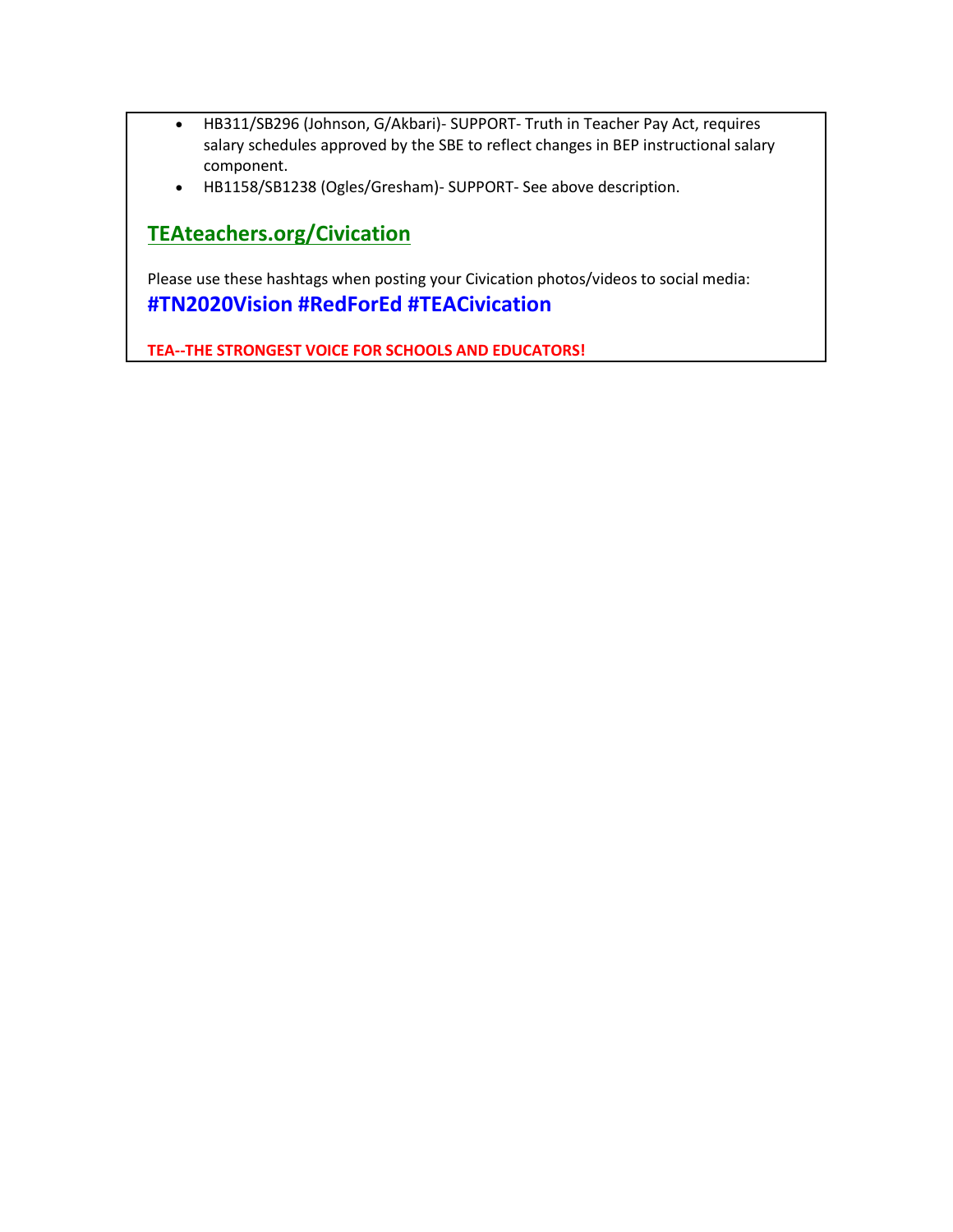- HB311/SB296 (Johnson, G/Akbari)- SUPPORT- Truth in Teacher Pay Act, requires salary schedules approved by the SBE to reflect changes in BEP instructional salary component.
- HB1158/SB1238 (Ogles/Gresham)- SUPPORT- See above description.

## TEAteachers.org/Civication

Please use these hashtags when posting your Civication photos/videos to social media:

**#TN2020Vision #RedForEd #TEACivication**

**TEA--THE STRONGEST VOICE FOR SCHOOLS AND EDUCATORS!**